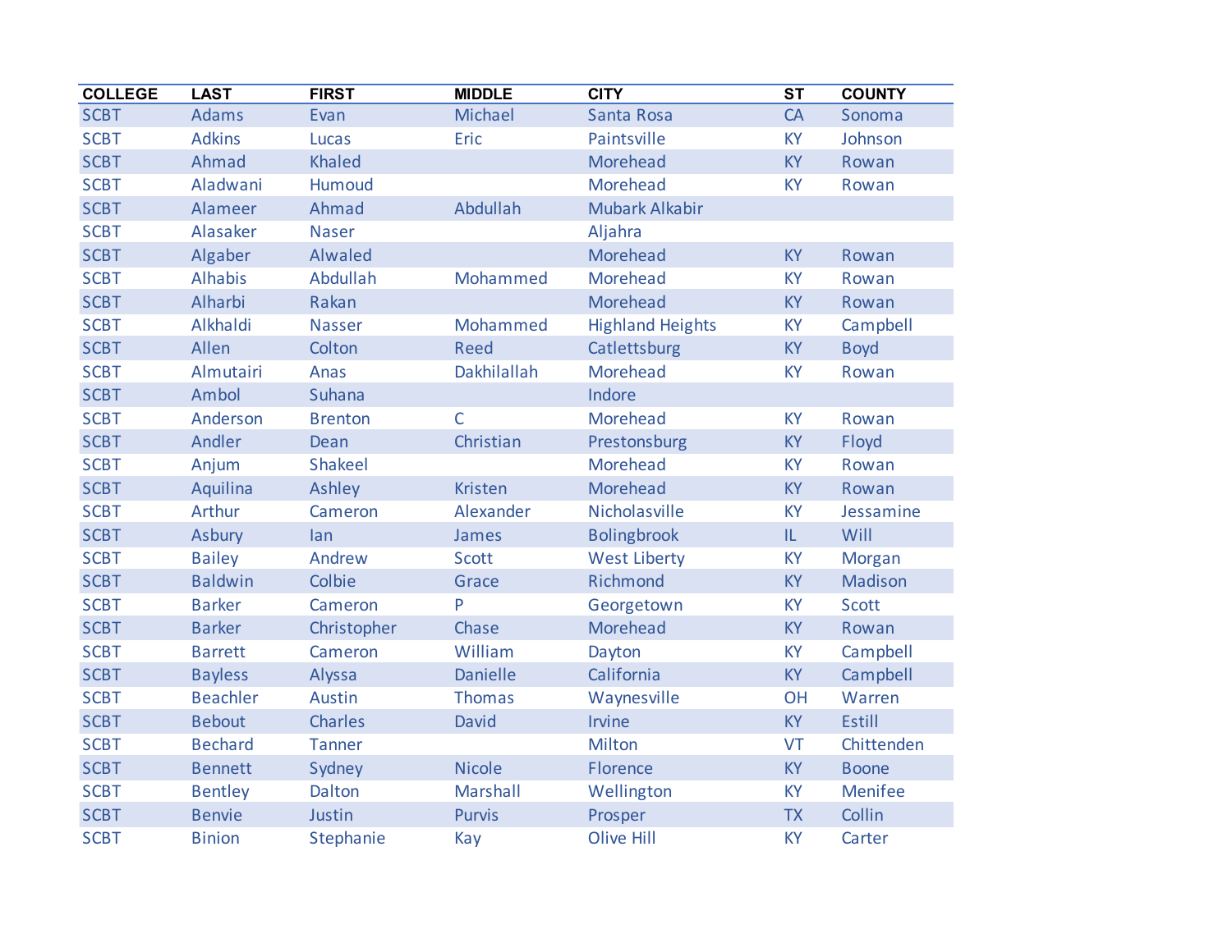| COLLEGE | LAST | FIRST | MIDDLE | CITY | ST | COUNTY |
|---|---|---|---|---|---|---|
| SCBT | Adams | Evan | Michael | Santa Rosa | CA | Sonoma |
| SCBT | Adkins | Lucas | Eric | Paintsville | KY | Johnson |
| SCBT | Ahmad | Khaled | | Morehead | KY | Rowan |
| SCBT | Aladwani | Humoud | | Morehead | KY | Rowan |
| SCBT | Alameer | Ahmad | Abdullah | Mubark Alkabir | | |
| SCBT | Alasaker | Naser | | Aljahra | | |
| SCBT | Algaber | Alwaled | | Morehead | KY | Rowan |
| SCBT | Alhabis | Abdullah | Mohammed | Morehead | KY | Rowan |
| SCBT | Alharbi | Rakan | | Morehead | KY | Rowan |
| SCBT | Alkhaldi | Nasser | Mohammed | Highland Heights | KY | Campbell |
| SCBT | Allen | Colton | Reed | Catlettsburg | KY | Boyd |
| SCBT | Almutairi | Anas | Dakhilallah | Morehead | KY | Rowan |
| SCBT | Ambol | Suhana | | Indore | | |
| SCBT | Anderson | Brenton | C | Morehead | KY | Rowan |
| SCBT | Andler | Dean | Christian | Prestonsburg | KY | Floyd |
| SCBT | Anjum | Shakeel | | Morehead | KY | Rowan |
| SCBT | Aquilina | Ashley | Kristen | Morehead | KY | Rowan |
| SCBT | Arthur | Cameron | Alexander | Nicholasville | KY | Jessamine |
| SCBT | Asbury | Ian | James | Bolingbrook | IL | Will |
| SCBT | Bailey | Andrew | Scott | West Liberty | KY | Morgan |
| SCBT | Baldwin | Colbie | Grace | Richmond | KY | Madison |
| SCBT | Barker | Cameron | P | Georgetown | KY | Scott |
| SCBT | Barker | Christopher | Chase | Morehead | KY | Rowan |
| SCBT | Barrett | Cameron | William | Dayton | KY | Campbell |
| SCBT | Bayless | Alyssa | Danielle | California | KY | Campbell |
| SCBT | Beachler | Austin | Thomas | Waynesville | OH | Warren |
| SCBT | Bebout | Charles | David | Irvine | KY | Estill |
| SCBT | Bechard | Tanner | | Milton | VT | Chittenden |
| SCBT | Bennett | Sydney | Nicole | Florence | KY | Boone |
| SCBT | Bentley | Dalton | Marshall | Wellington | KY | Menifee |
| SCBT | Benvie | Justin | Purvis | Prosper | TX | Collin |
| SCBT | Binion | Stephanie | Kay | Olive Hill | KY | Carter |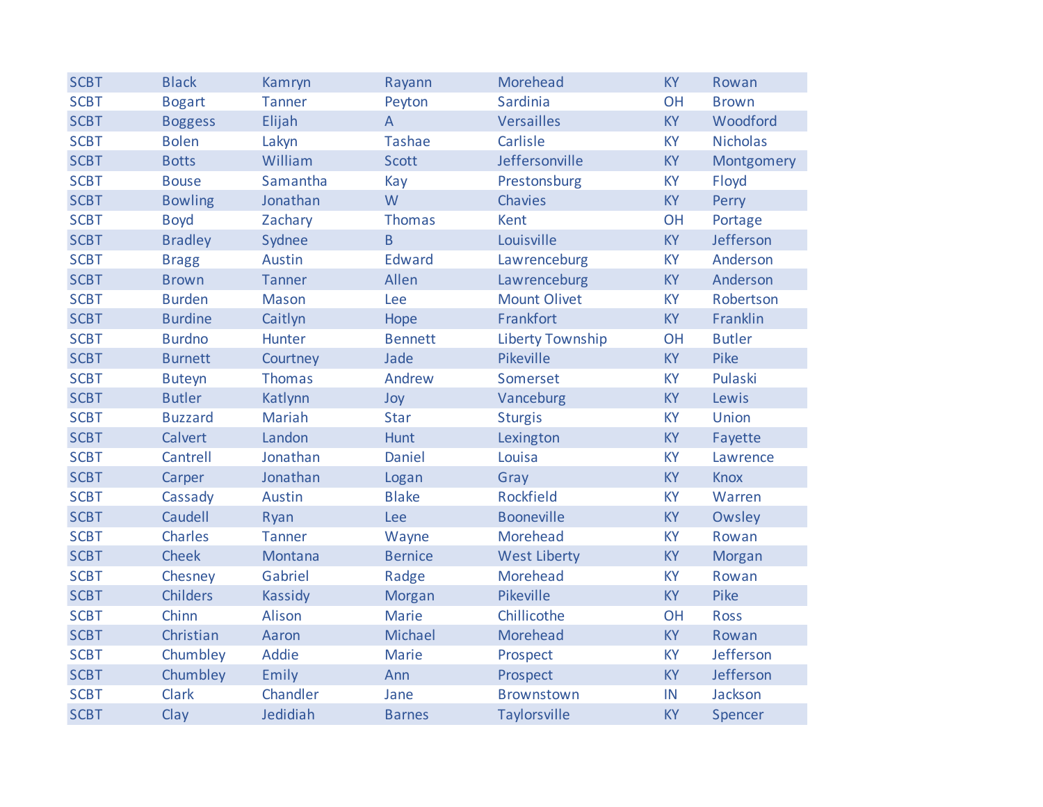| | | | | | | |
|---|---|---|---|---|---|---|
| SCBT | Black | Kamryn | Rayann | Morehead | KY | Rowan |
| SCBT | Bogart | Tanner | Peyton | Sardinia | OH | Brown |
| SCBT | Boggess | Elijah | A | Versailles | KY | Woodford |
| SCBT | Bolen | Lakyn | Tashae | Carlisle | KY | Nicholas |
| SCBT | Botts | William | Scott | Jeffersonville | KY | Montgomery |
| SCBT | Bouse | Samantha | Kay | Prestonsburg | KY | Floyd |
| SCBT | Bowling | Jonathan | W | Chavies | KY | Perry |
| SCBT | Boyd | Zachary | Thomas | Kent | OH | Portage |
| SCBT | Bradley | Sydnee | B | Louisville | KY | Jefferson |
| SCBT | Bragg | Austin | Edward | Lawrenceburg | KY | Anderson |
| SCBT | Brown | Tanner | Allen | Lawrenceburg | KY | Anderson |
| SCBT | Burden | Mason | Lee | Mount Olivet | KY | Robertson |
| SCBT | Burdine | Caitlyn | Hope | Frankfort | KY | Franklin |
| SCBT | Burdno | Hunter | Bennett | Liberty Township | OH | Butler |
| SCBT | Burnett | Courtney | Jade | Pikeville | KY | Pike |
| SCBT | Buteyn | Thomas | Andrew | Somerset | KY | Pulaski |
| SCBT | Butler | Katlynn | Joy | Vanceburg | KY | Lewis |
| SCBT | Buzzard | Mariah | Star | Sturgis | KY | Union |
| SCBT | Calvert | Landon | Hunt | Lexington | KY | Fayette |
| SCBT | Cantrell | Jonathan | Daniel | Louisa | KY | Lawrence |
| SCBT | Carper | Jonathan | Logan | Gray | KY | Knox |
| SCBT | Cassady | Austin | Blake | Rockfield | KY | Warren |
| SCBT | Caudell | Ryan | Lee | Booneville | KY | Owsley |
| SCBT | Charles | Tanner | Wayne | Morehead | KY | Rowan |
| SCBT | Cheek | Montana | Bernice | West Liberty | KY | Morgan |
| SCBT | Chesney | Gabriel | Radge | Morehead | KY | Rowan |
| SCBT | Childers | Kassidy | Morgan | Pikeville | KY | Pike |
| SCBT | Chinn | Alison | Marie | Chillicothe | OH | Ross |
| SCBT | Christian | Aaron | Michael | Morehead | KY | Rowan |
| SCBT | Chumbley | Addie | Marie | Prospect | KY | Jefferson |
| SCBT | Chumbley | Emily | Ann | Prospect | KY | Jefferson |
| SCBT | Clark | Chandler | Jane | Brownstown | IN | Jackson |
| SCBT | Clay | Jedidiah | Barnes | Taylorsville | KY | Spencer |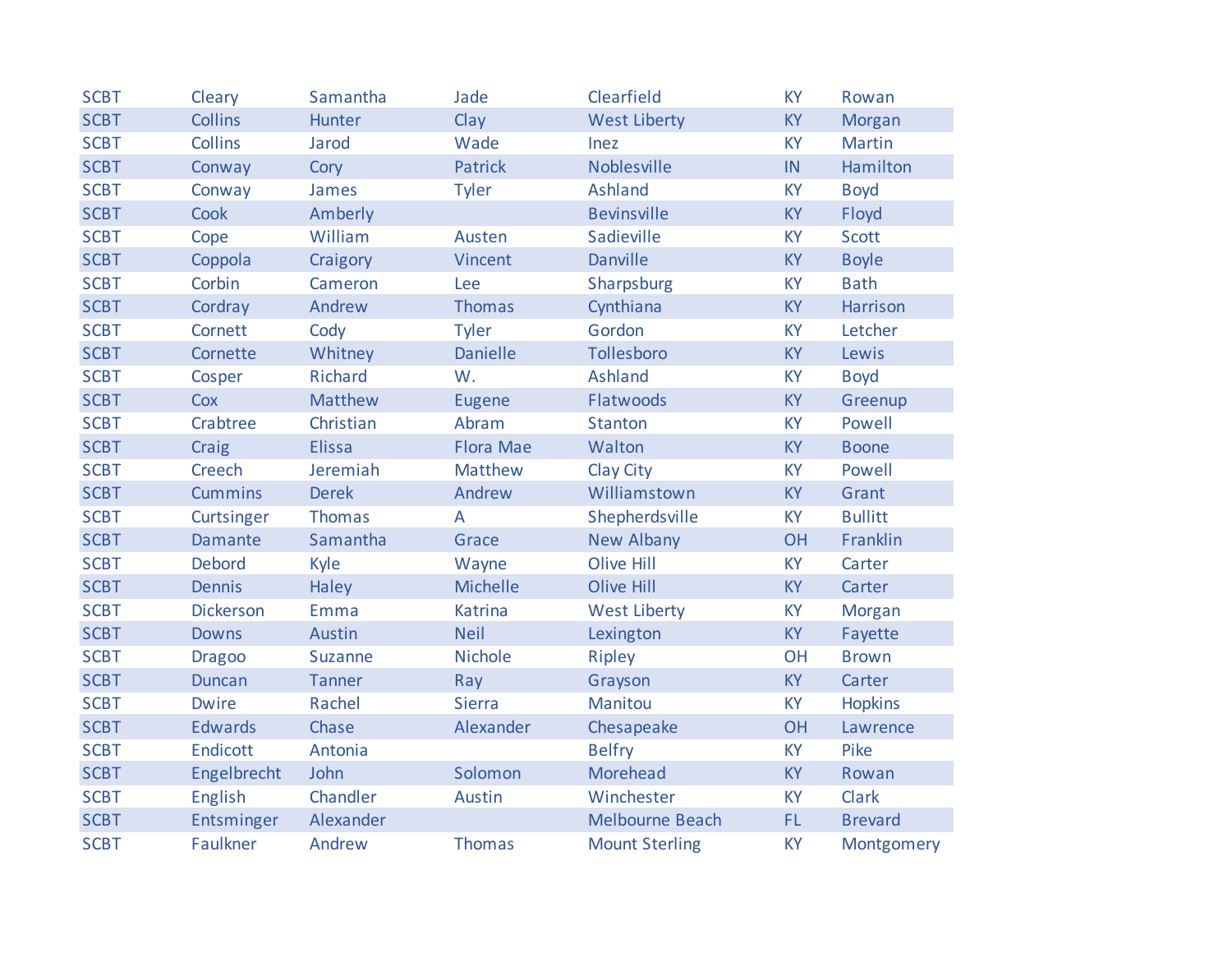| | | | | | | |
|---|---|---|---|---|---|---|
| SCBT | Cleary | Samantha | Jade | Clearfield | KY | Rowan |
| SCBT | Collins | Hunter | Clay | West Liberty | KY | Morgan |
| SCBT | Collins | Jarod | Wade | Inez | KY | Martin |
| SCBT | Conway | Cory | Patrick | Noblesville | IN | Hamilton |
| SCBT | Conway | James | Tyler | Ashland | KY | Boyd |
| SCBT | Cook | Amberly | | Bevinsville | KY | Floyd |
| SCBT | Cope | William | Austen | Sadieville | KY | Scott |
| SCBT | Coppola | Craigory | Vincent | Danville | KY | Boyle |
| SCBT | Corbin | Cameron | Lee | Sharpsburg | KY | Bath |
| SCBT | Cordray | Andrew | Thomas | Cynthiana | KY | Harrison |
| SCBT | Cornett | Cody | Tyler | Gordon | KY | Letcher |
| SCBT | Cornette | Whitney | Danielle | Tollesboro | KY | Lewis |
| SCBT | Cosper | Richard | W. | Ashland | KY | Boyd |
| SCBT | Cox | Matthew | Eugene | Flatwoods | KY | Greenup |
| SCBT | Crabtree | Christian | Abram | Stanton | KY | Powell |
| SCBT | Craig | Elissa | Flora Mae | Walton | KY | Boone |
| SCBT | Creech | Jeremiah | Matthew | Clay City | KY | Powell |
| SCBT | Cummins | Derek | Andrew | Williamstown | KY | Grant |
| SCBT | Curtsinger | Thomas | A | Shepherdsville | KY | Bullitt |
| SCBT | Damante | Samantha | Grace | New Albany | OH | Franklin |
| SCBT | Debord | Kyle | Wayne | Olive Hill | KY | Carter |
| SCBT | Dennis | Haley | Michelle | Olive Hill | KY | Carter |
| SCBT | Dickerson | Emma | Katrina | West Liberty | KY | Morgan |
| SCBT | Downs | Austin | Neil | Lexington | KY | Fayette |
| SCBT | Dragoo | Suzanne | Nichole | Ripley | OH | Brown |
| SCBT | Duncan | Tanner | Ray | Grayson | KY | Carter |
| SCBT | Dwire | Rachel | Sierra | Manitou | KY | Hopkins |
| SCBT | Edwards | Chase | Alexander | Chesapeake | OH | Lawrence |
| SCBT | Endicott | Antonia | | Belfry | KY | Pike |
| SCBT | Engelbrecht | John | Solomon | Morehead | KY | Rowan |
| SCBT | English | Chandler | Austin | Winchester | KY | Clark |
| SCBT | Entsminger | Alexander | | Melbourne Beach | FL | Brevard |
| SCBT | Faulkner | Andrew | Thomas | Mount Sterling | KY | Montgomery |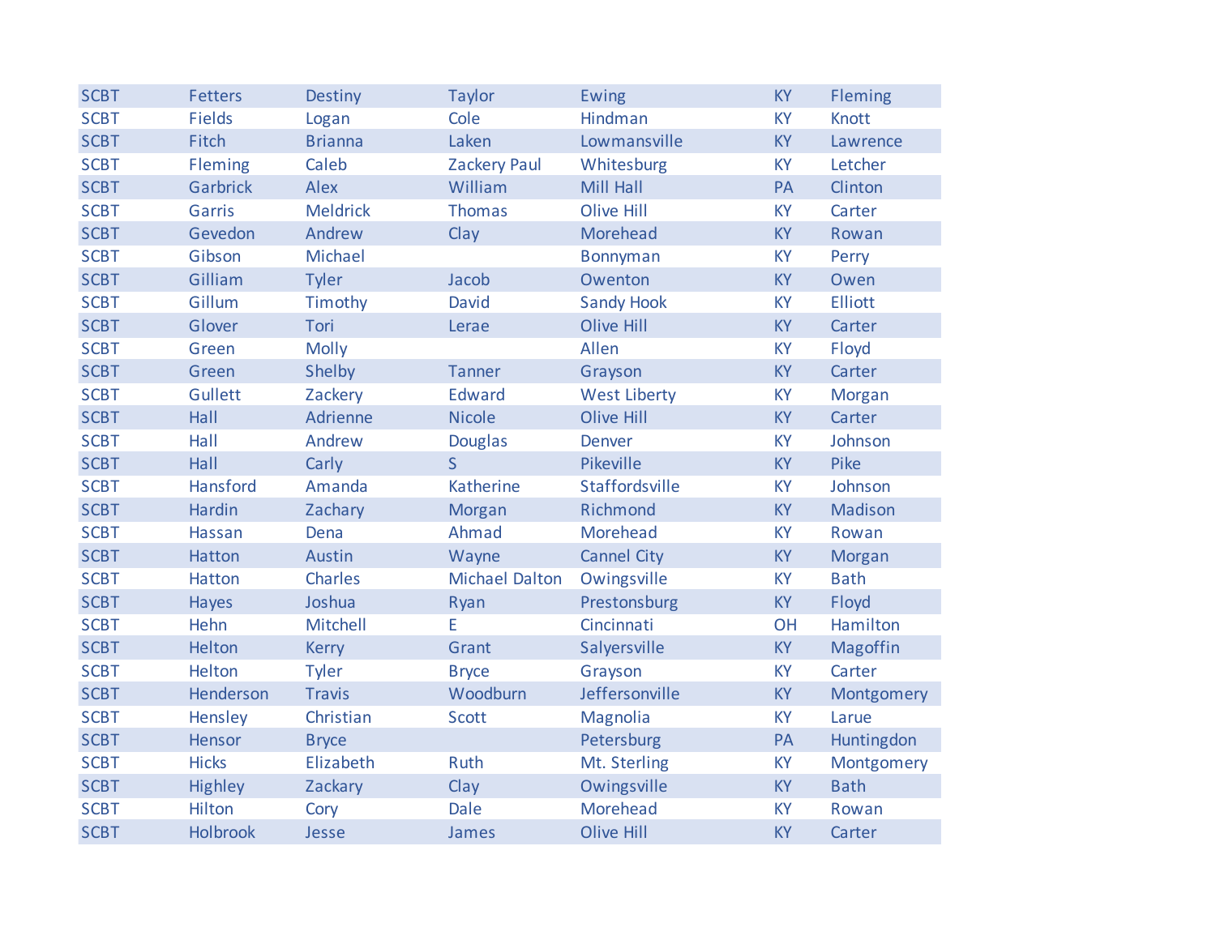| | | | | | | |
|---|---|---|---|---|---|---|
| SCBT | Fetters | Destiny | Taylor | Ewing | KY | Fleming |
| SCBT | Fields | Logan | Cole | Hindman | KY | Knott |
| SCBT | Fitch | Brianna | Laken | Lowmansville | KY | Lawrence |
| SCBT | Fleming | Caleb | Zackery Paul | Whitesburg | KY | Letcher |
| SCBT | Garbrick | Alex | William | Mill Hall | PA | Clinton |
| SCBT | Garris | Meldrick | Thomas | Olive Hill | KY | Carter |
| SCBT | Gevedon | Andrew | Clay | Morehead | KY | Rowan |
| SCBT | Gibson | Michael | | Bonnyman | KY | Perry |
| SCBT | Gilliam | Tyler | Jacob | Owenton | KY | Owen |
| SCBT | Gillum | Timothy | David | Sandy Hook | KY | Elliott |
| SCBT | Glover | Tori | Lerae | Olive Hill | KY | Carter |
| SCBT | Green | Molly | | Allen | KY | Floyd |
| SCBT | Green | Shelby | Tanner | Grayson | KY | Carter |
| SCBT | Gullett | Zackery | Edward | West Liberty | KY | Morgan |
| SCBT | Hall | Adrienne | Nicole | Olive Hill | KY | Carter |
| SCBT | Hall | Andrew | Douglas | Denver | KY | Johnson |
| SCBT | Hall | Carly | S | Pikeville | KY | Pike |
| SCBT | Hansford | Amanda | Katherine | Staffordsville | KY | Johnson |
| SCBT | Hardin | Zachary | Morgan | Richmond | KY | Madison |
| SCBT | Hassan | Dena | Ahmad | Morehead | KY | Rowan |
| SCBT | Hatton | Austin | Wayne | Cannel City | KY | Morgan |
| SCBT | Hatton | Charles | Michael Dalton | Owingsville | KY | Bath |
| SCBT | Hayes | Joshua | Ryan | Prestonsburg | KY | Floyd |
| SCBT | Hehn | Mitchell | E | Cincinnati | OH | Hamilton |
| SCBT | Helton | Kerry | Grant | Salyersville | KY | Magoffin |
| SCBT | Helton | Tyler | Bryce | Grayson | KY | Carter |
| SCBT | Henderson | Travis | Woodburn | Jeffersonville | KY | Montgomery |
| SCBT | Hensley | Christian | Scott | Magnolia | KY | Larue |
| SCBT | Hensor | Bryce | | Petersburg | PA | Huntingdon |
| SCBT | Hicks | Elizabeth | Ruth | Mt. Sterling | KY | Montgomery |
| SCBT | Highley | Zackary | Clay | Owingsville | KY | Bath |
| SCBT | Hilton | Cory | Dale | Morehead | KY | Rowan |
| SCBT | Holbrook | Jesse | James | Olive Hill | KY | Carter |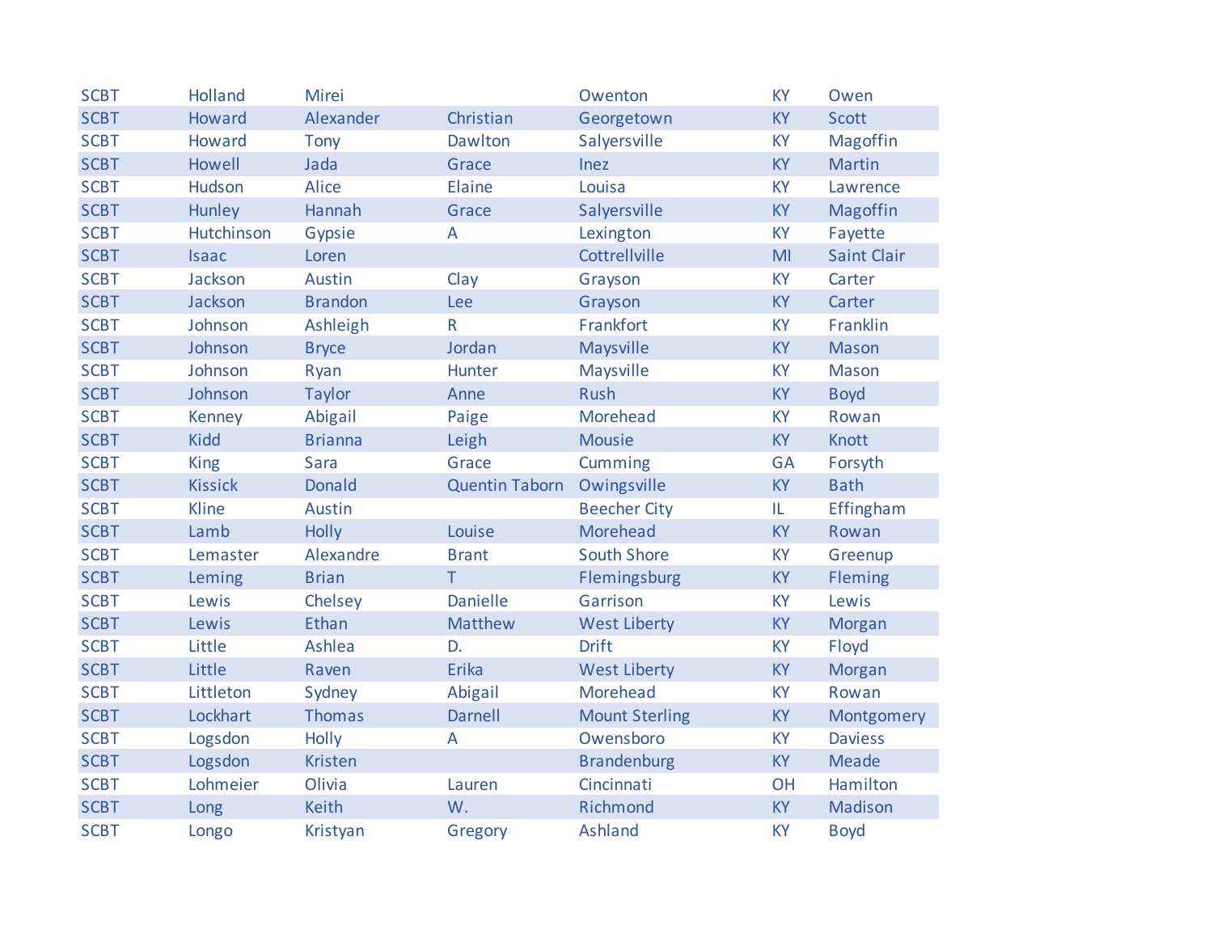| | | | | | | |
|---|---|---|---|---|---|---|
| SCBT | Holland | Mirei | | Owenton | KY | Owen |
| SCBT | Howard | Alexander | Christian | Georgetown | KY | Scott |
| SCBT | Howard | Tony | Dawlton | Salyersville | KY | Magoffin |
| SCBT | Howell | Jada | Grace | Inez | KY | Martin |
| SCBT | Hudson | Alice | Elaine | Louisa | KY | Lawrence |
| SCBT | Hunley | Hannah | Grace | Salyersville | KY | Magoffin |
| SCBT | Hutchinson | Gypsie | A | Lexington | KY | Fayette |
| SCBT | Isaac | Loren | | Cottrellville | MI | Saint Clair |
| SCBT | Jackson | Austin | Clay | Grayson | KY | Carter |
| SCBT | Jackson | Brandon | Lee | Grayson | KY | Carter |
| SCBT | Johnson | Ashleigh | R | Frankfort | KY | Franklin |
| SCBT | Johnson | Bryce | Jordan | Maysville | KY | Mason |
| SCBT | Johnson | Ryan | Hunter | Maysville | KY | Mason |
| SCBT | Johnson | Taylor | Anne | Rush | KY | Boyd |
| SCBT | Kenney | Abigail | Paige | Morehead | KY | Rowan |
| SCBT | Kidd | Brianna | Leigh | Mousie | KY | Knott |
| SCBT | King | Sara | Grace | Cumming | GA | Forsyth |
| SCBT | Kissick | Donald | Quentin Taborn | Owingsville | KY | Bath |
| SCBT | Kline | Austin | | Beecher City | IL | Effingham |
| SCBT | Lamb | Holly | Louise | Morehead | KY | Rowan |
| SCBT | Lemaster | Alexandre | Brant | South Shore | KY | Greenup |
| SCBT | Leming | Brian | T | Flemingsburg | KY | Fleming |
| SCBT | Lewis | Chelsey | Danielle | Garrison | KY | Lewis |
| SCBT | Lewis | Ethan | Matthew | West Liberty | KY | Morgan |
| SCBT | Little | Ashlea | D. | Drift | KY | Floyd |
| SCBT | Little | Raven | Erika | West Liberty | KY | Morgan |
| SCBT | Littleton | Sydney | Abigail | Morehead | KY | Rowan |
| SCBT | Lockhart | Thomas | Darnell | Mount Sterling | KY | Montgomery |
| SCBT | Logsdon | Holly | A | Owensboro | KY | Daviess |
| SCBT | Logsdon | Kristen | | Brandenburg | KY | Meade |
| SCBT | Lohmeier | Olivia | Lauren | Cincinnati | OH | Hamilton |
| SCBT | Long | Keith | W. | Richmond | KY | Madison |
| SCBT | Longo | Kristyan | Gregory | Ashland | KY | Boyd |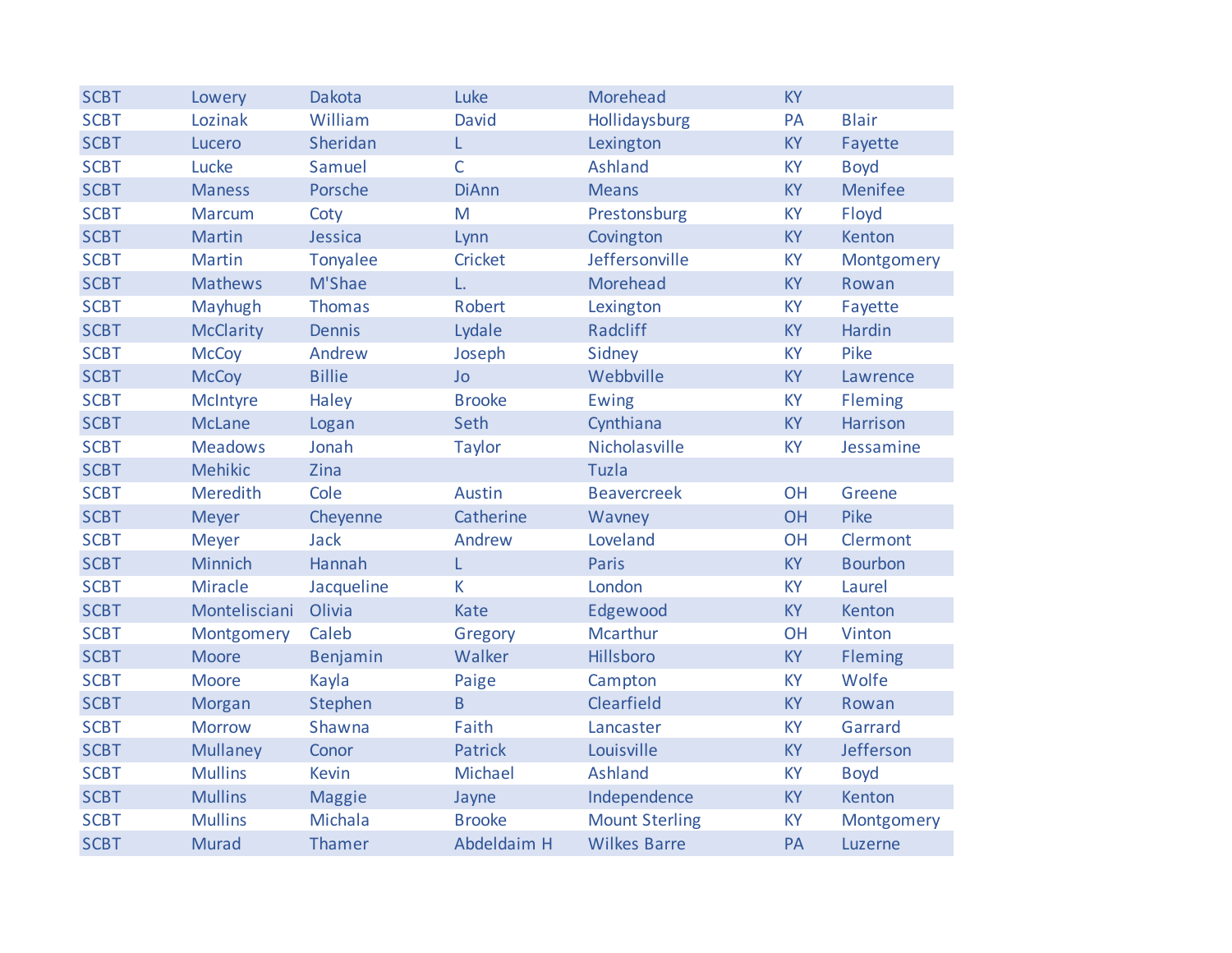| | | | | | | |
|---|---|---|---|---|---|---|
| SCBT | Lowery | Dakota | Luke | Morehead | KY | |
| SCBT | Lozinak | William | David | Hollidaysburg | PA | Blair |
| SCBT | Lucero | Sheridan | L | Lexington | KY | Fayette |
| SCBT | Lucke | Samuel | C | Ashland | KY | Boyd |
| SCBT | Maness | Porsche | DiAnn | Means | KY | Menifee |
| SCBT | Marcum | Coty | M | Prestonsburg | KY | Floyd |
| SCBT | Martin | Jessica | Lynn | Covington | KY | Kenton |
| SCBT | Martin | Tonyalee | Cricket | Jeffersonville | KY | Montgomery |
| SCBT | Mathews | M'Shae | L. | Morehead | KY | Rowan |
| SCBT | Mayhugh | Thomas | Robert | Lexington | KY | Fayette |
| SCBT | McClarity | Dennis | Lydale | Radcliff | KY | Hardin |
| SCBT | McCoy | Andrew | Joseph | Sidney | KY | Pike |
| SCBT | McCoy | Billie | Jo | Webbville | KY | Lawrence |
| SCBT | McIntyre | Haley | Brooke | Ewing | KY | Fleming |
| SCBT | McLane | Logan | Seth | Cynthiana | KY | Harrison |
| SCBT | Meadows | Jonah | Taylor | Nicholasville | KY | Jessamine |
| SCBT | Mehikic | Zina | | Tuzla | | |
| SCBT | Meredith | Cole | Austin | Beavercreek | OH | Greene |
| SCBT | Meyer | Cheyenne | Catherine | Wavney | OH | Pike |
| SCBT | Meyer | Jack | Andrew | Loveland | OH | Clermont |
| SCBT | Minnich | Hannah | L | Paris | KY | Bourbon |
| SCBT | Miracle | Jacqueline | K | London | KY | Laurel |
| SCBT | Montelisciani | Olivia | Kate | Edgewood | KY | Kenton |
| SCBT | Montgomery | Caleb | Gregory | Mcarthur | OH | Vinton |
| SCBT | Moore | Benjamin | Walker | Hillsboro | KY | Fleming |
| SCBT | Moore | Kayla | Paige | Campton | KY | Wolfe |
| SCBT | Morgan | Stephen | B | Clearfield | KY | Rowan |
| SCBT | Morrow | Shawna | Faith | Lancaster | KY | Garrard |
| SCBT | Mullaney | Conor | Patrick | Louisville | KY | Jefferson |
| SCBT | Mullins | Kevin | Michael | Ashland | KY | Boyd |
| SCBT | Mullins | Maggie | Jayne | Independence | KY | Kenton |
| SCBT | Mullins | Michala | Brooke | Mount Sterling | KY | Montgomery |
| SCBT | Murad | Thamer | Abdeldaim H | Wilkes Barre | PA | Luzerne |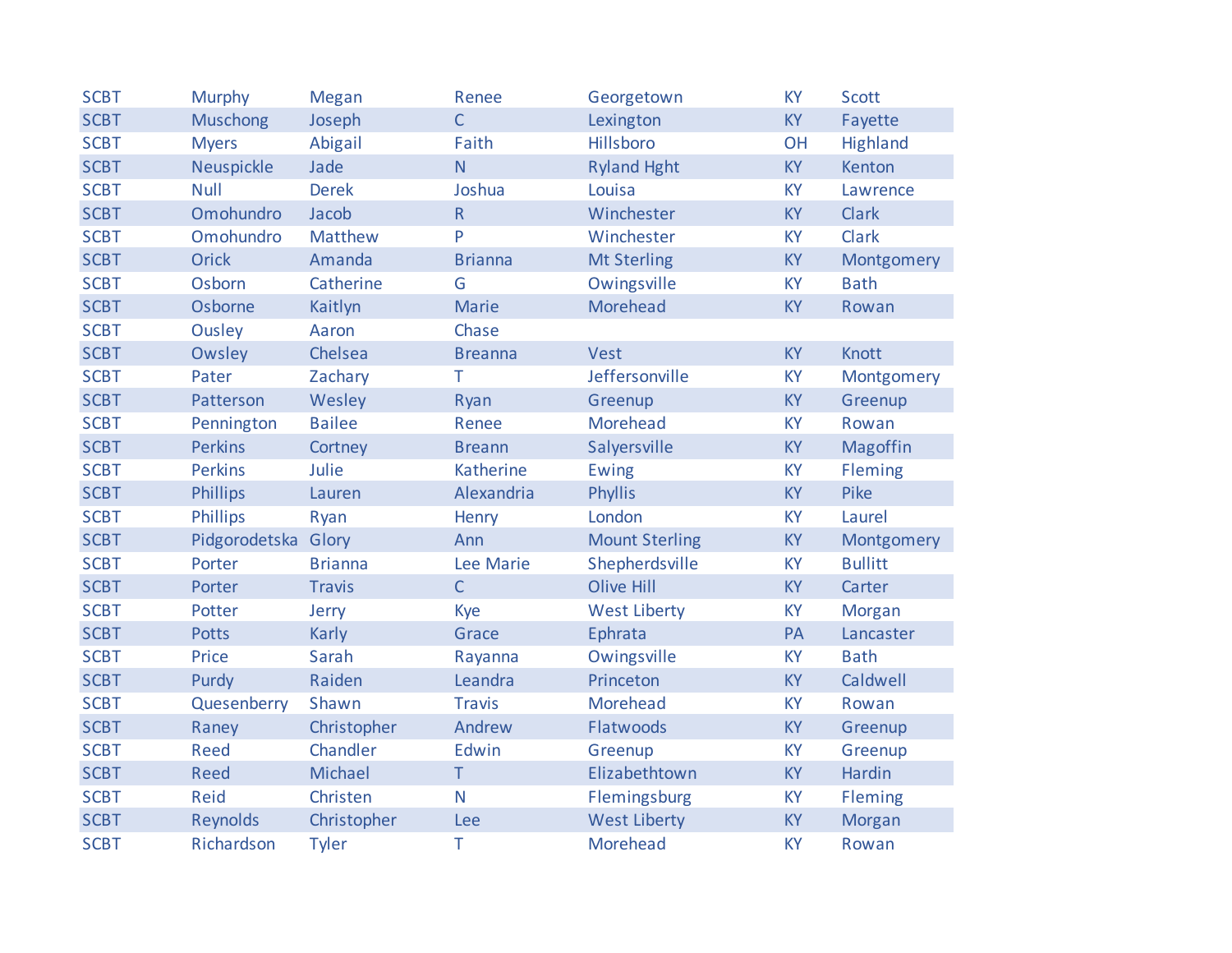| | | | | | | |
|---|---|---|---|---|---|---|
| SCBT | Murphy | Megan | Renee | Georgetown | KY | Scott |
| SCBT | Muschong | Joseph | C | Lexington | KY | Fayette |
| SCBT | Myers | Abigail | Faith | Hillsboro | OH | Highland |
| SCBT | Neuspickle | Jade | N | Ryland Hght | KY | Kenton |
| SCBT | Null | Derek | Joshua | Louisa | KY | Lawrence |
| SCBT | Omohundro | Jacob | R | Winchester | KY | Clark |
| SCBT | Omohundro | Matthew | P | Winchester | KY | Clark |
| SCBT | Orick | Amanda | Brianna | Mt Sterling | KY | Montgomery |
| SCBT | Osborn | Catherine | G | Owingsville | KY | Bath |
| SCBT | Osborne | Kaitlyn | Marie | Morehead | KY | Rowan |
| SCBT | Ousley | Aaron | Chase | | | |
| SCBT | Owsley | Chelsea | Breanna | Vest | KY | Knott |
| SCBT | Pater | Zachary | T | Jeffersonville | KY | Montgomery |
| SCBT | Patterson | Wesley | Ryan | Greenup | KY | Greenup |
| SCBT | Pennington | Bailee | Renee | Morehead | KY | Rowan |
| SCBT | Perkins | Cortney | Breann | Salyersville | KY | Magoffin |
| SCBT | Perkins | Julie | Katherine | Ewing | KY | Fleming |
| SCBT | Phillips | Lauren | Alexandria | Phyllis | KY | Pike |
| SCBT | Phillips | Ryan | Henry | London | KY | Laurel |
| SCBT | Pidgorodetska | Glory | Ann | Mount Sterling | KY | Montgomery |
| SCBT | Porter | Brianna | Lee Marie | Shepherdsville | KY | Bullitt |
| SCBT | Porter | Travis | C | Olive Hill | KY | Carter |
| SCBT | Potter | Jerry | Kye | West Liberty | KY | Morgan |
| SCBT | Potts | Karly | Grace | Ephrata | PA | Lancaster |
| SCBT | Price | Sarah | Rayanna | Owingsville | KY | Bath |
| SCBT | Purdy | Raiden | Leandra | Princeton | KY | Caldwell |
| SCBT | Quesenberry | Shawn | Travis | Morehead | KY | Rowan |
| SCBT | Raney | Christopher | Andrew | Flatwoods | KY | Greenup |
| SCBT | Reed | Chandler | Edwin | Greenup | KY | Greenup |
| SCBT | Reed | Michael | T | Elizabethtown | KY | Hardin |
| SCBT | Reid | Christen | N | Flemingsburg | KY | Fleming |
| SCBT | Reynolds | Christopher | Lee | West Liberty | KY | Morgan |
| SCBT | Richardson | Tyler | T | Morehead | KY | Rowan |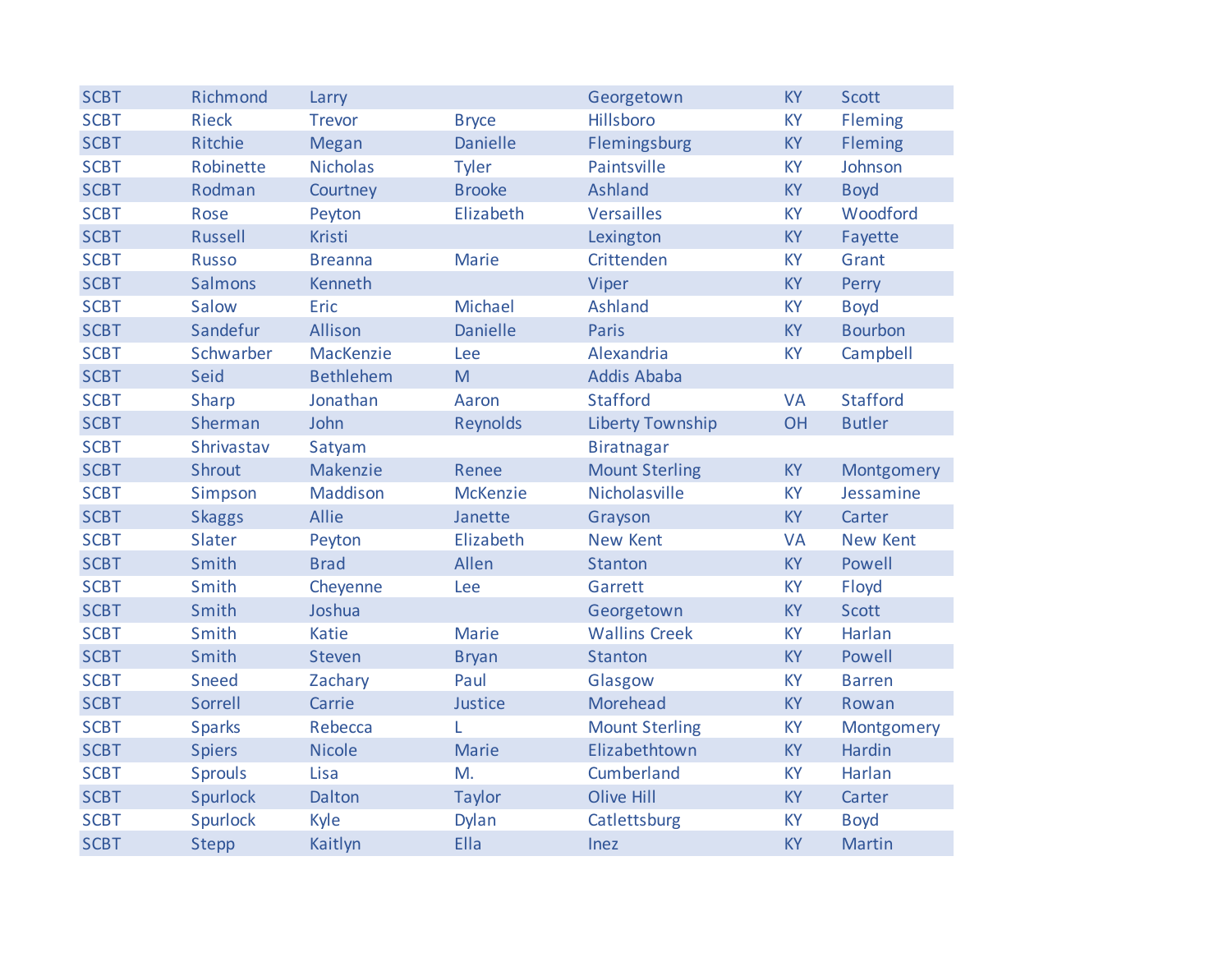| | | | | | | |
|---|---|---|---|---|---|---|
| SCBT | Richmond | Larry | | Georgetown | KY | Scott |
| SCBT | Rieck | Trevor | Bryce | Hillsboro | KY | Fleming |
| SCBT | Ritchie | Megan | Danielle | Flemingsburg | KY | Fleming |
| SCBT | Robinette | Nicholas | Tyler | Paintsville | KY | Johnson |
| SCBT | Rodman | Courtney | Brooke | Ashland | KY | Boyd |
| SCBT | Rose | Peyton | Elizabeth | Versailles | KY | Woodford |
| SCBT | Russell | Kristi | | Lexington | KY | Fayette |
| SCBT | Russo | Breanna | Marie | Crittenden | KY | Grant |
| SCBT | Salmons | Kenneth | | Viper | KY | Perry |
| SCBT | Salow | Eric | Michael | Ashland | KY | Boyd |
| SCBT | Sandefur | Allison | Danielle | Paris | KY | Bourbon |
| SCBT | Schwarber | MacKenzie | Lee | Alexandria | KY | Campbell |
| SCBT | Seid | Bethlehem | M | Addis Ababa | | |
| SCBT | Sharp | Jonathan | Aaron | Stafford | VA | Stafford |
| SCBT | Sherman | John | Reynolds | Liberty Township | OH | Butler |
| SCBT | Shrivastav | Satyam | | Biratnagar | | |
| SCBT | Shrout | Makenzie | Renee | Mount Sterling | KY | Montgomery |
| SCBT | Simpson | Maddison | McKenzie | Nicholasville | KY | Jessamine |
| SCBT | Skaggs | Allie | Janette | Grayson | KY | Carter |
| SCBT | Slater | Peyton | Elizabeth | New Kent | VA | New Kent |
| SCBT | Smith | Brad | Allen | Stanton | KY | Powell |
| SCBT | Smith | Cheyenne | Lee | Garrett | KY | Floyd |
| SCBT | Smith | Joshua | | Georgetown | KY | Scott |
| SCBT | Smith | Katie | Marie | Wallins Creek | KY | Harlan |
| SCBT | Smith | Steven | Bryan | Stanton | KY | Powell |
| SCBT | Sneed | Zachary | Paul | Glasgow | KY | Barren |
| SCBT | Sorrell | Carrie | Justice | Morehead | KY | Rowan |
| SCBT | Sparks | Rebecca | L | Mount Sterling | KY | Montgomery |
| SCBT | Spiers | Nicole | Marie | Elizabethtown | KY | Hardin |
| SCBT | Sprouls | Lisa | M. | Cumberland | KY | Harlan |
| SCBT | Spurlock | Dalton | Taylor | Olive Hill | KY | Carter |
| SCBT | Spurlock | Kyle | Dylan | Catlettsburg | KY | Boyd |
| SCBT | Stepp | Kaitlyn | Ella | Inez | KY | Martin |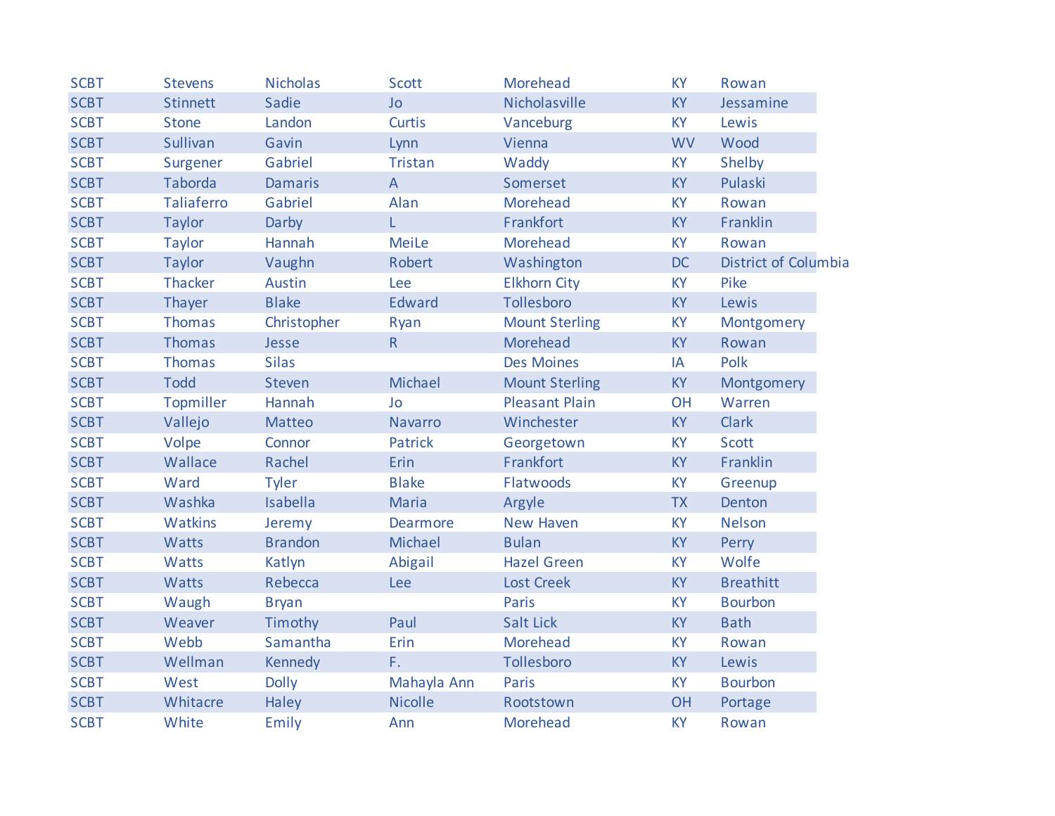| | | | | | | |
|---|---|---|---|---|---|---|
| SCBT | Stevens | Nicholas | Scott | Morehead | KY | Rowan |
| SCBT | Stinnett | Sadie | Jo | Nicholasville | KY | Jessamine |
| SCBT | Stone | Landon | Curtis | Vanceburg | KY | Lewis |
| SCBT | Sullivan | Gavin | Lynn | Vienna | WV | Wood |
| SCBT | Surgener | Gabriel | Tristan | Waddy | KY | Shelby |
| SCBT | Taborda | Damaris | A | Somerset | KY | Pulaski |
| SCBT | Taliaferro | Gabriel | Alan | Morehead | KY | Rowan |
| SCBT | Taylor | Darby | L | Frankfort | KY | Franklin |
| SCBT | Taylor | Hannah | MeiLe | Morehead | KY | Rowan |
| SCBT | Taylor | Vaughn | Robert | Washington | DC | District of Columbia |
| SCBT | Thacker | Austin | Lee | Elkhorn City | KY | Pike |
| SCBT | Thayer | Blake | Edward | Tollesboro | KY | Lewis |
| SCBT | Thomas | Christopher | Ryan | Mount Sterling | KY | Montgomery |
| SCBT | Thomas | Jesse | R | Morehead | KY | Rowan |
| SCBT | Thomas | Silas | | Des Moines | IA | Polk |
| SCBT | Todd | Steven | Michael | Mount Sterling | KY | Montgomery |
| SCBT | Topmiller | Hannah | Jo | Pleasant Plain | OH | Warren |
| SCBT | Vallejo | Matteo | Navarro | Winchester | KY | Clark |
| SCBT | Volpe | Connor | Patrick | Georgetown | KY | Scott |
| SCBT | Wallace | Rachel | Erin | Frankfort | KY | Franklin |
| SCBT | Ward | Tyler | Blake | Flatwoods | KY | Greenup |
| SCBT | Washka | Isabella | Maria | Argyle | TX | Denton |
| SCBT | Watkins | Jeremy | Dearmore | New Haven | KY | Nelson |
| SCBT | Watts | Brandon | Michael | Bulan | KY | Perry |
| SCBT | Watts | Katlyn | Abigail | Hazel Green | KY | Wolfe |
| SCBT | Watts | Rebecca | Lee | Lost Creek | KY | Breathitt |
| SCBT | Waugh | Bryan | | Paris | KY | Bourbon |
| SCBT | Weaver | Timothy | Paul | Salt Lick | KY | Bath |
| SCBT | Webb | Samantha | Erin | Morehead | KY | Rowan |
| SCBT | Wellman | Kennedy | F. | Tollesboro | KY | Lewis |
| SCBT | West | Dolly | Mahayla Ann | Paris | KY | Bourbon |
| SCBT | Whitacre | Haley | Nicolle | Rootstown | OH | Portage |
| SCBT | White | Emily | Ann | Morehead | KY | Rowan |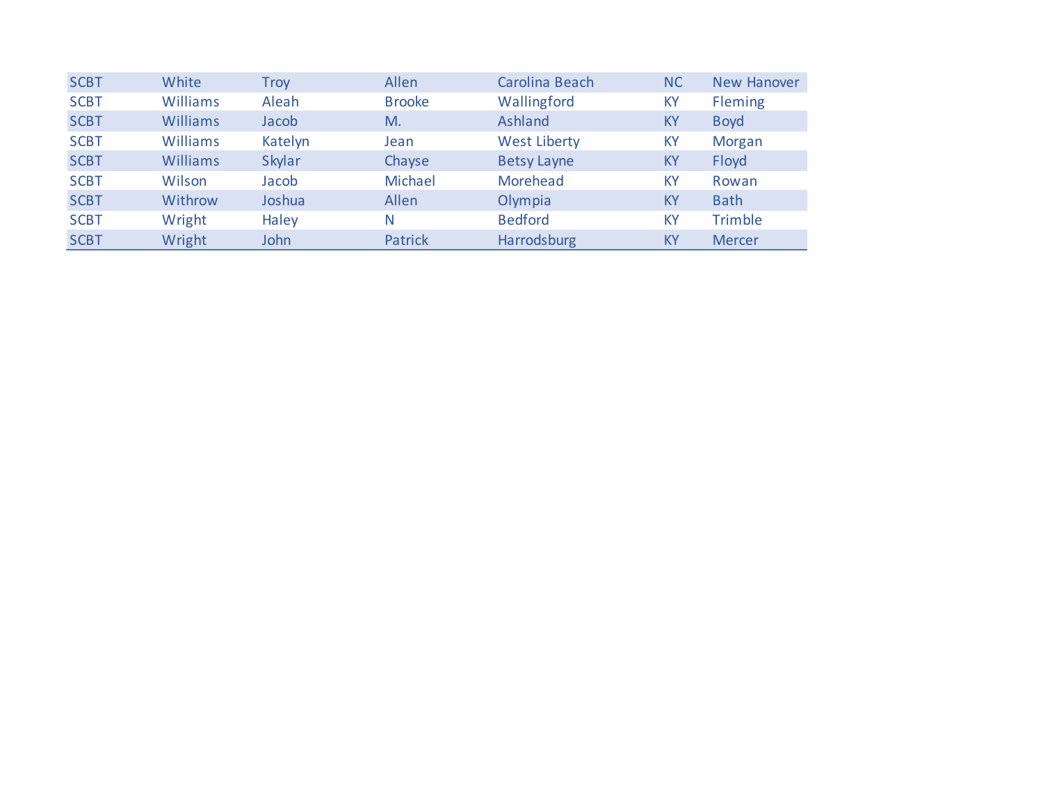| | | | | | | |
|---|---|---|---|---|---|---|
| SCBT | White | Troy | Allen | Carolina Beach | NC | New Hanover |
| SCBT | Williams | Aleah | Brooke | Wallingford | KY | Fleming |
| SCBT | Williams | Jacob | M. | Ashland | KY | Boyd |
| SCBT | Williams | Katelyn | Jean | West Liberty | KY | Morgan |
| SCBT | Williams | Skylar | Chayse | Betsy Layne | KY | Floyd |
| SCBT | Wilson | Jacob | Michael | Morehead | KY | Rowan |
| SCBT | Withrow | Joshua | Allen | Olympia | KY | Bath |
| SCBT | Wright | Haley | N | Bedford | KY | Trimble |
| SCBT | Wright | John | Patrick | Harrodsburg | KY | Mercer |